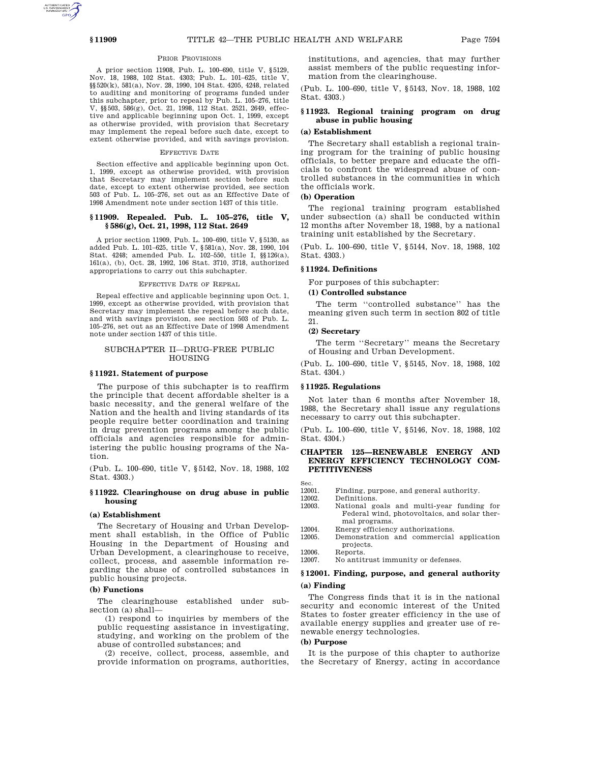PRIOR PROVISIONS

A prior section 11908, Pub. L. 100–690, title V, §5129, Nov. 18, 1988, 102 Stat. 4303; Pub. L. 101–625, title V, §§520(k), 581(a), Nov. 28, 1990, 104 Stat. 4205, 4248, related to auditing and monitoring of programs funded under this subchapter, prior to repeal by Pub. L. 105–276, title V, §§503, 586(g), Oct. 21, 1998, 112 Stat. 2521, 2649, effective and applicable beginning upon Oct. 1, 1999, except as otherwise provided, with provision that Secretary may implement the repeal before such date, except to extent otherwise provided, and with savings provision.

EFFECTIVE DATE

Section effective and applicable beginning upon Oct. 1, 1999, except as otherwise provided, with provision that Secretary may implement section before such date, except to extent otherwise provided, see section 503 of Pub. L. 105–276, set out as an Effective Date of 1998 Amendment note under section 1437 of this title.

### §11909. Repealed. Pub. L. 105–276, title V, §586(g), Oct. 21, 1998, 112 Stat. 2649

A prior section 11909, Pub. L. 100–690, title V, §5130, as added Pub. L. 101–625, title V, §581(a), Nov. 28, 1990, 104 Stat. 4248; amended Pub. L. 102–550, title I, §§126(a), 161(a), (b), Oct. 28, 1992, 106 Stat. 3710, 3718, authorized appropriations to carry out this subchapter.

EFFECTIVE DATE OF REPEAL

Repeal effective and applicable beginning upon Oct. 1, 1999, except as otherwise provided, with provision that Secretary may implement the repeal before such date, and with savings provision, see section 503 of Pub. L. 105–276, set out as an Effective Date of 1998 Amendment note under section 1437 of this title.

## SUBCHAPTER II—DRUG-FREE PUBLIC HOUSING

### §11921. Statement of purpose

The purpose of this subchapter is to reaffirm the principle that decent affordable shelter is a basic necessity, and the general welfare of the Nation and the health and living standards of its people require better coordination and training in drug prevention programs among the public officials and agencies responsible for administering the public housing programs of the Nation.

(Pub. L. 100–690, title V, §5142, Nov. 18, 1988, 102 Stat. 4303.)

### §11922. Clearinghouse on drug abuse in public housing

#### (a) Establishment

The Secretary of Housing and Urban Development shall establish, in the Office of Public Housing in the Department of Housing and Urban Development, a clearinghouse to receive, collect, process, and assemble information regarding the abuse of controlled substances in public housing projects.

#### (b) Functions

The clearinghouse established under subsection (a) shall—

(1) respond to inquiries by members of the public requesting assistance in investigating, studying, and working on the problem of the abuse of controlled substances; and

(2) receive, collect, process, assemble, and provide information on programs, authorities, institutions, and agencies, that may further assist members of the public requesting information from the clearinghouse.

(Pub. L. 100–690, title V, §5143, Nov. 18, 1988, 102 Stat. 4303.)

### §11923. Regional training program on drug abuse in public housing

#### (a) Establishment

The Secretary shall establish a regional training program for the training of public housing officials, to better prepare and educate the officials to confront the widespread abuse of controlled substances in the communities in which the officials work.

#### (b) Operation

The regional training program established under subsection (a) shall be conducted within 12 months after November 18, 1988, by a national training unit established by the Secretary.

(Pub. L. 100–690, title V, §5144, Nov. 18, 1988, 102 Stat. 4303.)

### §11924. Definitions

For purposes of this subchapter:

#### (1) Controlled substance

The term ''controlled substance'' has the meaning given such term in section 802 of title 21.

#### (2) Secretary

The term ''Secretary'' means the Secretary of Housing and Urban Development.

(Pub. L. 100–690, title V, §5145, Nov. 18, 1988, 102 Stat. 4304.)

### §11925. Regulations

Not later than 6 months after November 18, 1988, the Secretary shall issue any regulations necessary to carry out this subchapter.

(Pub. L. 100–690, title V, §5146, Nov. 18, 1988, 102 Stat. 4304.)

## CHAPTER 125—RENEWABLE ENERGY AND ENERGY EFFICIENCY TECHNOLOGY COMPETITIVENESS

| Sec. | |
|---|---|
| 12001. | Finding, purpose, and general authority. |
| 12002. | Definitions. |
| 12003. | National goals and multi-year funding for Federal wind, photovoltaics, and solar thermal programs. |
| 12004. | Energy efficiency authorizations. |
| 12005. | Demonstration and commercial application projects. |
| 12006. | Reports. |
| 12007. | No antitrust immunity or defenses. |

### §12001. Finding, purpose, and general authority

#### (a) Finding

The Congress finds that it is in the national security and economic interest of the United States to foster greater efficiency in the use of available energy supplies and greater use of renewable energy technologies.

#### (b) Purpose

It is the purpose of this chapter to authorize the Secretary of Energy, acting in accordance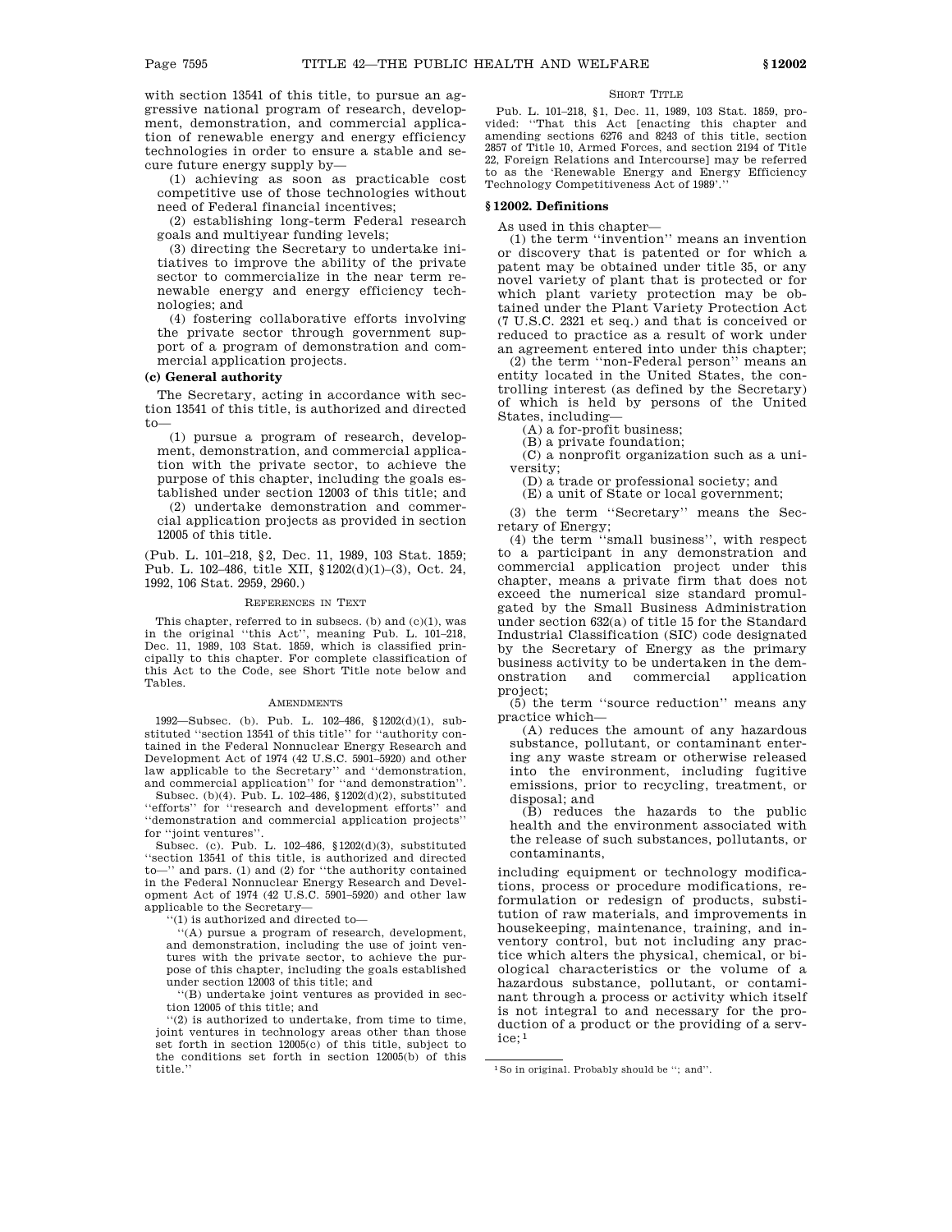with section 13541 of this title, to pursue an aggressive national program of research, development, demonstration, and commercial application of renewable energy and energy efficiency technologies in order to ensure a stable and secure future energy supply by—

(1) achieving as soon as practicable cost competitive use of those technologies without need of Federal financial incentives;

(2) establishing long-term Federal research goals and multiyear funding levels;

(3) directing the Secretary to undertake initiatives to improve the ability of the private sector to commercialize in the near term renewable energy and energy efficiency technologies; and

(4) fostering collaborative efforts involving the private sector through government support of a program of demonstration and commercial application projects.

**(c) General authority**

The Secretary, acting in accordance with section 13541 of this title, is authorized and directed to—

(1) pursue a program of research, development, demonstration, and commercial application with the private sector, to achieve the purpose of this chapter, including the goals established under section 12003 of this title; and

(2) undertake demonstration and commercial application projects as provided in section 12005 of this title.

(Pub. L. 101–218, §2, Dec. 11, 1989, 103 Stat. 1859; Pub. L. 102–486, title XII, §1202(d)(1)–(3), Oct. 24, 1992, 106 Stat. 2959, 2960.)

REFERENCES IN TEXT

This chapter, referred to in subsecs. (b) and (c)(1), was in the original "this Act", meaning Pub. L. 101–218, Dec. 11, 1989, 103 Stat. 1859, which is classified principally to this chapter. For complete classification of this Act to the Code, see Short Title note below and Tables.

AMENDMENTS

1992—Subsec. (b). Pub. L. 102–486, §1202(d)(1), substituted "section 13541 of this title" for "authority contained in the Federal Nonnuclear Energy Research and Development Act of 1974 (42 U.S.C. 5901–5920) and other law applicable to the Secretary" and "demonstration, and commercial application" for "and demonstration".

Subsec. (b)(4). Pub. L. 102–486, §1202(d)(2), substituted "efforts" for "research and development efforts" and "demonstration and commercial application projects" for "joint ventures".

Subsec. (c). Pub. L. 102–486, §1202(d)(3), substituted "section 13541 of this title, is authorized and directed to—" and pars. (1) and (2) for "the authority contained in the Federal Nonnuclear Energy Research and Development Act of 1974 (42 U.S.C. 5901–5920) and other law applicable to the Secretary—

"(1) is authorized and directed to—

"(A) pursue a program of research, development, and demonstration, including the use of joint ventures with the private sector, to achieve the purpose of this chapter, including the goals established under section 12003 of this title; and

"(B) undertake joint ventures as provided in section 12005 of this title; and

"(2) is authorized to undertake, from time to time, joint ventures in technology areas other than those set forth in section 12005(c) of this title, subject to the conditions set forth in section 12005(b) of this title."

SHORT TITLE

Pub. L. 101–218, §1, Dec. 11, 1989, 103 Stat. 1859, provided: "That this Act [enacting this chapter and amending sections 6276 and 8243 of this title, section 2857 of Title 10, Armed Forces, and section 2194 of Title 22, Foreign Relations and Intercourse] may be referred to as the 'Renewable Energy and Energy Efficiency Technology Competitiveness Act of 1989'."

## § 12002. Definitions

As used in this chapter—

(1) the term "invention" means an invention or discovery that is patented or for which a patent may be obtained under title 35, or any novel variety of plant that is protected or for which plant variety protection may be obtained under the Plant Variety Protection Act (7 U.S.C. 2321 et seq.) and that is conceived or reduced to practice as a result of work under an agreement entered into under this chapter;

(2) the term "non-Federal person" means an entity located in the United States, the controlling interest (as defined by the Secretary) of which is held by persons of the United States, including—

(A) a for-profit business;

(B) a private foundation;

(C) a nonprofit organization such as a university;

(D) a trade or professional society; and

(E) a unit of State or local government;

(3) the term "Secretary" means the Secretary of Energy;

(4) the term "small business", with respect to a participant in any demonstration and commercial application project under this chapter, means a private firm that does not exceed the numerical size standard promulgated by the Small Business Administration under section 632(a) of title 15 for the Standard Industrial Classification (SIC) code designated by the Secretary of Energy as the primary business activity to be undertaken in the demonstration and commercial application project;

(5) the term "source reduction" means any practice which—

(A) reduces the amount of any hazardous substance, pollutant, or contaminant entering any waste stream or otherwise released into the environment, including fugitive emissions, prior to recycling, treatment, or disposal; and

(B) reduces the hazards to the public health and the environment associated with the release of such substances, pollutants, or contaminants,

including equipment or technology modifications, process or procedure modifications, reformulation or redesign of products, substitution of raw materials, and improvements in housekeeping, maintenance, training, and inventory control, but not including any practice which alters the physical, chemical, or biological characteristics or the volume of a hazardous substance, pollutant, or contaminant through a process or activity which itself is not integral to and necessary for the production of a product or the providing of a service;[1]

[1] So in original. Probably should be "; and".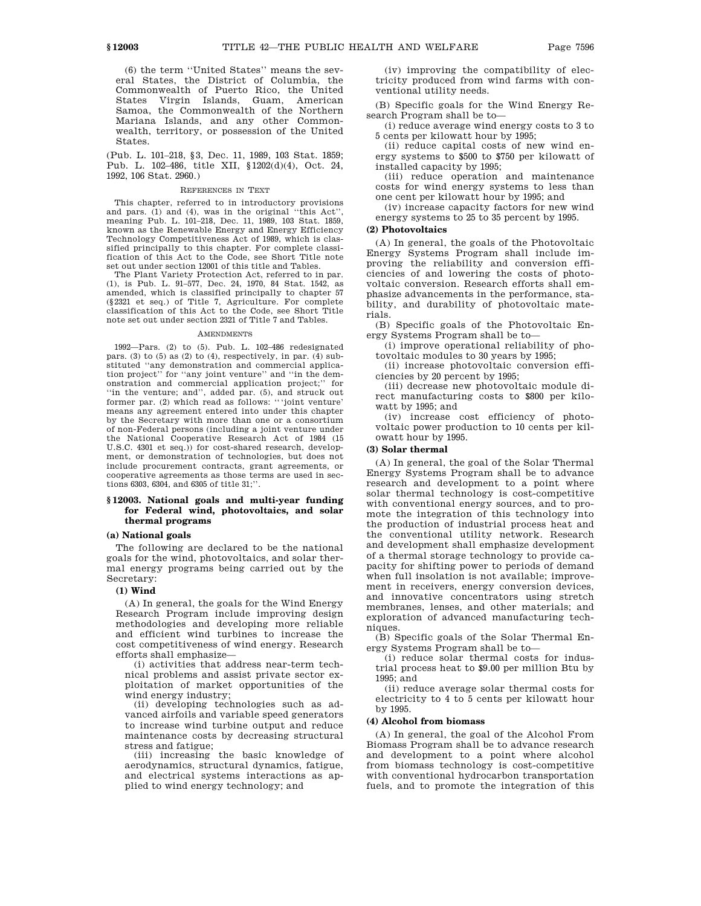(6) the term ''United States'' means the several States, the District of Columbia, the Commonwealth of Puerto Rico, the United States Virgin Islands, Guam, American Samoa, the Commonwealth of the Northern Mariana Islands, and any other Commonwealth, territory, or possession of the United States.

(Pub. L. 101–218, §3, Dec. 11, 1989, 103 Stat. 1859; Pub. L. 102–486, title XII, §1202(d)(4), Oct. 24, 1992, 106 Stat. 2960.)

REFERENCES IN TEXT

This chapter, referred to in introductory provisions and pars. (1) and (4), was in the original ''this Act'', meaning Pub. L. 101–218, Dec. 11, 1989, 103 Stat. 1859, known as the Renewable Energy and Energy Efficiency Technology Competitiveness Act of 1989, which is classified principally to this chapter. For complete classification of this Act to the Code, see Short Title note set out under section 12001 of this title and Tables.

The Plant Variety Protection Act, referred to in par. (1), is Pub. L. 91–577, Dec. 24, 1970, 84 Stat. 1542, as amended, which is classified principally to chapter 57 (§2321 et seq.) of Title 7, Agriculture. For complete classification of this Act to the Code, see Short Title note set out under section 2321 of Title 7 and Tables.

AMENDMENTS

1992—Pars. (2) to (5). Pub. L. 102–486 redesignated pars. (3) to (5) as (2) to (4), respectively, in par. (4) substituted ''any demonstration and commercial application project'' for ''any joint venture'' and ''in the demonstration and commercial application project;'' for ''in the venture; and'', added par. (5), and struck out former par. (2) which read as follows: '''joint venture' means any agreement entered into under this chapter by the Secretary with more than one or a consortium of non-Federal persons (including a joint venture under the National Cooperative Research Act of 1984 (15 U.S.C. 4301 et seq.)) for cost-shared research, development, or demonstration of technologies, but does not include procurement contracts, grant agreements, or cooperative agreements as those terms are used in sections 6303, 6304, and 6305 of title 31;''.

## §12003. National goals and multi-year funding for Federal wind, photovoltaics, and solar thermal programs

### (a) National goals

The following are declared to be the national goals for the wind, photovoltaics, and solar thermal energy programs being carried out by the Secretary:

#### (1) Wind

(A) In general, the goals for the Wind Energy Research Program include improving design methodologies and developing more reliable and efficient wind turbines to increase the cost competitiveness of wind energy. Research efforts shall emphasize—

(i) activities that address near-term technical problems and assist private sector exploitation of market opportunities of the wind energy industry;

(ii) developing technologies such as advanced airfoils and variable speed generators to increase wind turbine output and reduce maintenance costs by decreasing structural stress and fatigue;

(iii) increasing the basic knowledge of aerodynamics, structural dynamics, fatigue, and electrical systems interactions as applied to wind energy technology; and

(iv) improving the compatibility of electricity produced from wind farms with conventional utility needs.

(B) Specific goals for the Wind Energy Research Program shall be to—

(i) reduce average wind energy costs to 3 to 5 cents per kilowatt hour by 1995;

(ii) reduce capital costs of new wind energy systems to $500 to $750 per kilowatt of installed capacity by 1995;

(iii) reduce operation and maintenance costs for wind energy systems to less than one cent per kilowatt hour by 1995; and

(iv) increase capacity factors for new wind energy systems to 25 to 35 percent by 1995.

#### (2) Photovoltaics

(A) In general, the goals of the Photovoltaic Energy Systems Program shall include improving the reliability and conversion efficiencies of and lowering the costs of photovoltaic conversion. Research efforts shall emphasize advancements in the performance, stability, and durability of photovoltaic materials.

(B) Specific goals of the Photovoltaic Energy Systems Program shall be to—

(i) improve operational reliability of photovoltaic modules to 30 years by 1995;

(ii) increase photovoltaic conversion efficiencies by 20 percent by 1995;

(iii) decrease new photovoltaic module direct manufacturing costs to $800 per kilowatt by 1995; and

(iv) increase cost efficiency of photovoltaic power production to 10 cents per kilowatt hour by 1995.

#### (3) Solar thermal

(A) In general, the goal of the Solar Thermal Energy Systems Program shall be to advance research and development to a point where solar thermal technology is cost-competitive with conventional energy sources, and to promote the integration of this technology into the production of industrial process heat and the conventional utility network. Research and development shall emphasize development of a thermal storage technology to provide capacity for shifting power to periods of demand when full insolation is not available; improvement in receivers, energy conversion devices, and innovative concentrators using stretch membranes, lenses, and other materials; and exploration of advanced manufacturing techniques.

(B) Specific goals of the Solar Thermal Energy Systems Program shall be to—

(i) reduce solar thermal costs for industrial process heat to $9.00 per million Btu by 1995; and

(ii) reduce average solar thermal costs for electricity to 4 to 5 cents per kilowatt hour by 1995.

#### (4) Alcohol from biomass

(A) In general, the goal of the Alcohol From Biomass Program shall be to advance research and development to a point where alcohol from biomass technology is cost-competitive with conventional hydrocarbon transportation fuels, and to promote the integration of this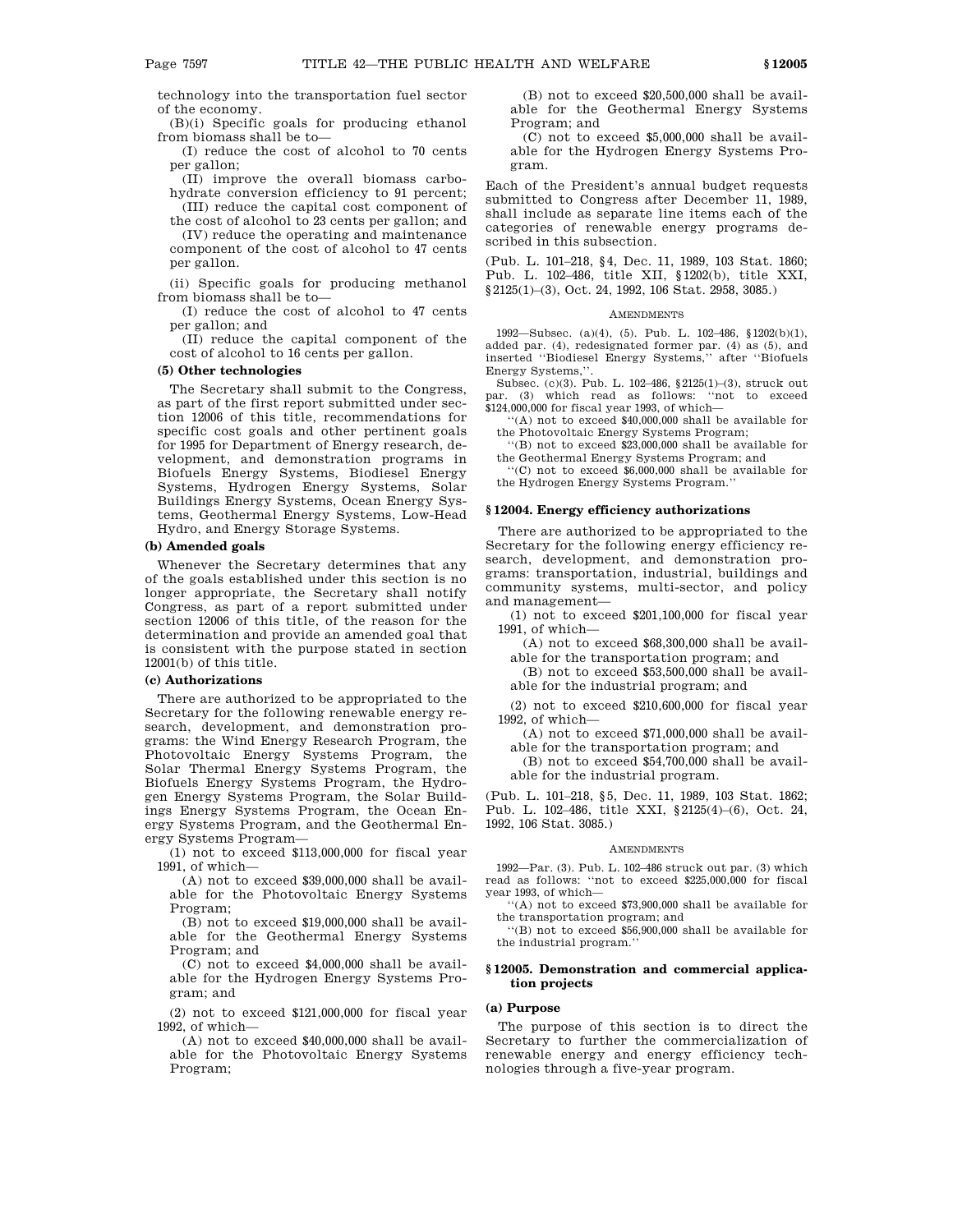technology into the transportation fuel sector of the economy.

(B)(i) Specific goals for producing ethanol from biomass shall be to—

(I) reduce the cost of alcohol to 70 cents per gallon;

(II) improve the overall biomass carbohydrate conversion efficiency to 91 percent;

(III) reduce the capital cost component of the cost of alcohol to 23 cents per gallon; and

(IV) reduce the operating and maintenance component of the cost of alcohol to 47 cents per gallon.

(ii) Specific goals for producing methanol from biomass shall be to—

(I) reduce the cost of alcohol to 47 cents per gallon; and

(II) reduce the capital component of the cost of alcohol to 16 cents per gallon.

**(5) Other technologies**

The Secretary shall submit to the Congress, as part of the first report submitted under section 12006 of this title, recommendations for specific cost goals and other pertinent goals for 1995 for Department of Energy research, development, and demonstration programs in Biofuels Energy Systems, Biodiesel Energy Systems, Hydrogen Energy Systems, Solar Buildings Energy Systems, Ocean Energy Systems, Geothermal Energy Systems, Low-Head Hydro, and Energy Storage Systems.

**(b) Amended goals**

Whenever the Secretary determines that any of the goals established under this section is no longer appropriate, the Secretary shall notify Congress, as part of a report submitted under section 12006 of this title, of the reason for the determination and provide an amended goal that is consistent with the purpose stated in section 12001(b) of this title.

**(c) Authorizations**

There are authorized to be appropriated to the Secretary for the following renewable energy research, development, and demonstration programs: the Wind Energy Research Program, the Photovoltaic Energy Systems Program, the Solar Thermal Energy Systems Program, the Biofuels Energy Systems Program, the Hydrogen Energy Systems Program, the Solar Buildings Energy Systems Program, the Ocean Energy Systems Program, and the Geothermal Energy Systems Program—

(1) not to exceed $113,000,000 for fiscal year 1991, of which—

(A) not to exceed $39,000,000 shall be available for the Photovoltaic Energy Systems Program;

(B) not to exceed $19,000,000 shall be available for the Geothermal Energy Systems Program; and

(C) not to exceed $4,000,000 shall be available for the Hydrogen Energy Systems Program; and

(2) not to exceed $121,000,000 for fiscal year 1992, of which—

(A) not to exceed $40,000,000 shall be available for the Photovoltaic Energy Systems Program;

(B) not to exceed $20,500,000 shall be available for the Geothermal Energy Systems Program; and

(C) not to exceed $5,000,000 shall be available for the Hydrogen Energy Systems Program.

Each of the President's annual budget requests submitted to Congress after December 11, 1989, shall include as separate line items each of the categories of renewable energy programs described in this subsection.

(Pub. L. 101–218, §4, Dec. 11, 1989, 103 Stat. 1860; Pub. L. 102–486, title XII, §1202(b), title XXI, §2125(1)–(3), Oct. 24, 1992, 106 Stat. 2958, 3085.)

AMENDMENTS

1992—Subsec. (a)(4), (5). Pub. L. 102–486, §1202(b)(1), added par. (4), redesignated former par. (4) as (5), and inserted "Biodiesel Energy Systems," after "Biofuels Energy Systems,".

Subsec. (c)(3). Pub. L. 102–486, §2125(1)–(3), struck out par. (3) which read as follows: "not to exceed $124,000,000 for fiscal year 1993, of which—

"(A) not to exceed $40,000,000 shall be available for the Photovoltaic Energy Systems Program;

"(B) not to exceed $23,000,000 shall be available for the Geothermal Energy Systems Program; and

"(C) not to exceed $6,000,000 shall be available for the Hydrogen Energy Systems Program."

## §12004. Energy efficiency authorizations

There are authorized to be appropriated to the Secretary for the following energy efficiency research, development, and demonstration programs: transportation, industrial, buildings and community systems, multi-sector, and policy and management—

(1) not to exceed $201,100,000 for fiscal year 1991, of which—

(A) not to exceed $68,300,000 shall be available for the transportation program; and

(B) not to exceed $53,500,000 shall be available for the industrial program; and

(2) not to exceed $210,600,000 for fiscal year 1992, of which—

(A) not to exceed $71,000,000 shall be available for the transportation program; and

(B) not to exceed $54,700,000 shall be available for the industrial program.

(Pub. L. 101–218, §5, Dec. 11, 1989, 103 Stat. 1862; Pub. L. 102–486, title XXI, §2125(4)–(6), Oct. 24, 1992, 106 Stat. 3085.)

AMENDMENTS

1992—Par. (3). Pub. L. 102–486 struck out par. (3) which read as follows: "not to exceed $225,000,000 for fiscal year 1993, of which—

"(A) not to exceed $73,900,000 shall be available for the transportation program; and

"(B) not to exceed $56,900,000 shall be available for the industrial program."

## §12005. Demonstration and commercial application projects

**(a) Purpose**

The purpose of this section is to direct the Secretary to further the commercialization of renewable energy and energy efficiency technologies through a five-year program.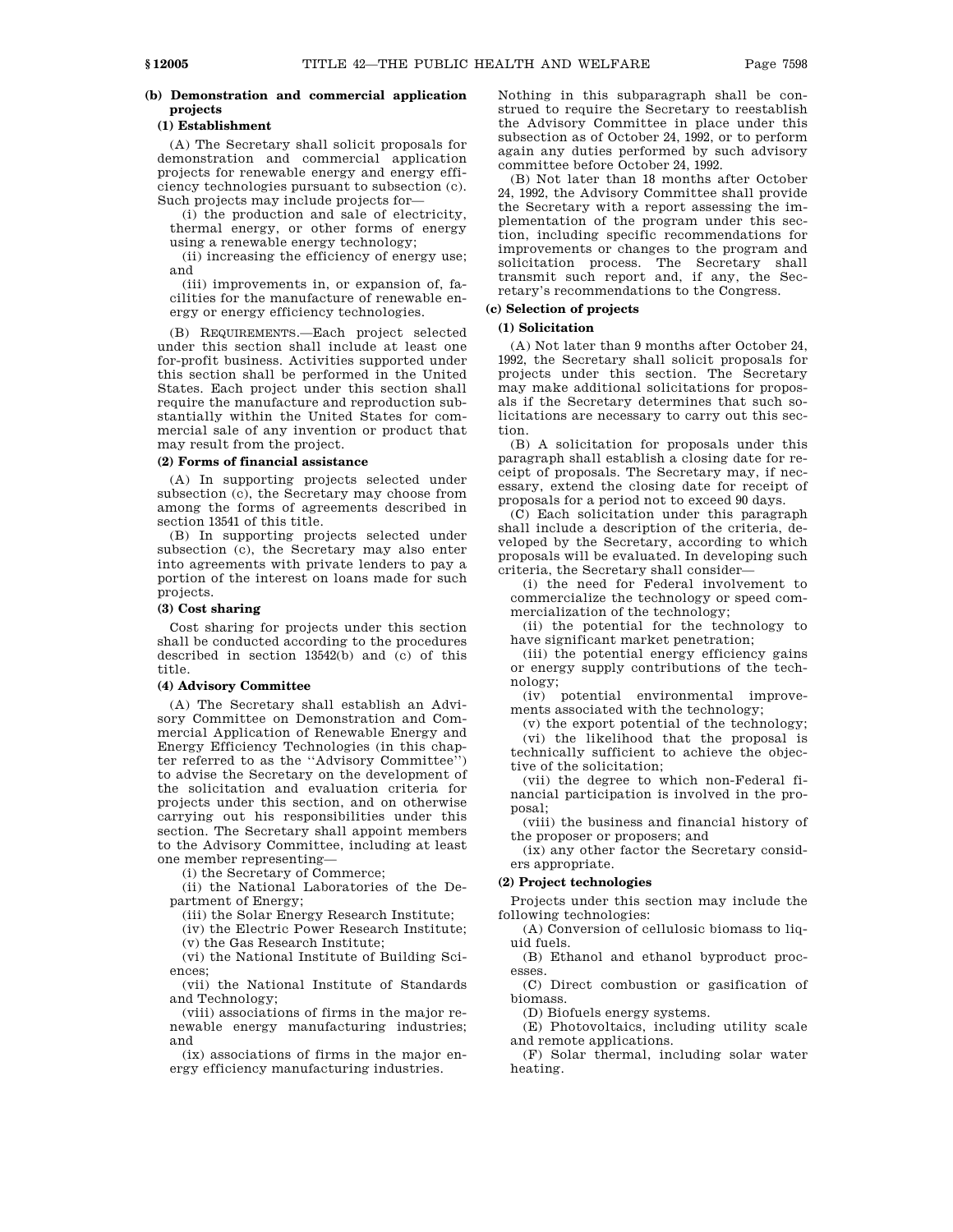### (b) Demonstration and commercial application projects

#### (1) Establishment

(A) The Secretary shall solicit proposals for demonstration and commercial application projects for renewable energy and energy efficiency technologies pursuant to subsection (c). Such projects may include projects for—

(i) the production and sale of electricity, thermal energy, or other forms of energy using a renewable energy technology;

(ii) increasing the efficiency of energy use; and

(iii) improvements in, or expansion of, facilities for the manufacture of renewable energy or energy efficiency technologies.

(B) REQUIREMENTS.—Each project selected under this section shall include at least one for-profit business. Activities supported under this section shall be performed in the United States. Each project under this section shall require the manufacture and reproduction substantially within the United States for commercial sale of any invention or product that may result from the project.

#### (2) Forms of financial assistance

(A) In supporting projects selected under subsection (c), the Secretary may choose from among the forms of agreements described in section 13541 of this title.

(B) In supporting projects selected under subsection (c), the Secretary may also enter into agreements with private lenders to pay a portion of the interest on loans made for such projects.

#### (3) Cost sharing

Cost sharing for projects under this section shall be conducted according to the procedures described in section 13542(b) and (c) of this title.

#### (4) Advisory Committee

(A) The Secretary shall establish an Advisory Committee on Demonstration and Commercial Application of Renewable Energy and Energy Efficiency Technologies (in this chapter referred to as the "Advisory Committee") to advise the Secretary on the development of the solicitation and evaluation criteria for projects under this section, and on otherwise carrying out his responsibilities under this section. The Secretary shall appoint members to the Advisory Committee, including at least one member representing—

(i) the Secretary of Commerce;

(ii) the National Laboratories of the Department of Energy;

(iii) the Solar Energy Research Institute;

(iv) the Electric Power Research Institute;

(v) the Gas Research Institute;

(vi) the National Institute of Building Sciences;

(vii) the National Institute of Standards and Technology;

(viii) associations of firms in the major renewable energy manufacturing industries; and

(ix) associations of firms in the major energy efficiency manufacturing industries.

Nothing in this subparagraph shall be construed to require the Secretary to reestablish the Advisory Committee in place under this subsection as of October 24, 1992, or to perform again any duties performed by such advisory committee before October 24, 1992.

(B) Not later than 18 months after October 24, 1992, the Advisory Committee shall provide the Secretary with a report assessing the implementation of the program under this section, including specific recommendations for improvements or changes to the program and solicitation process. The Secretary shall transmit such report and, if any, the Secretary's recommendations to the Congress.

### (c) Selection of projects

#### (1) Solicitation

(A) Not later than 9 months after October 24, 1992, the Secretary shall solicit proposals for projects under this section. The Secretary may make additional solicitations for proposals if the Secretary determines that such solicitations are necessary to carry out this section.

(B) A solicitation for proposals under this paragraph shall establish a closing date for receipt of proposals. The Secretary may, if necessary, extend the closing date for receipt of proposals for a period not to exceed 90 days.

(C) Each solicitation under this paragraph shall include a description of the criteria, developed by the Secretary, according to which proposals will be evaluated. In developing such criteria, the Secretary shall consider—

(i) the need for Federal involvement to commercialize the technology or speed commercialization of the technology;

(ii) the potential for the technology to have significant market penetration;

(iii) the potential energy efficiency gains or energy supply contributions of the technology;

(iv) potential environmental improvements associated with the technology;

(v) the export potential of the technology;

(vi) the likelihood that the proposal is technically sufficient to achieve the objective of the solicitation;

(vii) the degree to which non-Federal financial participation is involved in the proposal;

(viii) the business and financial history of the proposer or proposers; and

(ix) any other factor the Secretary considers appropriate.

#### (2) Project technologies

Projects under this section may include the following technologies:

(A) Conversion of cellulosic biomass to liquid fuels.

(B) Ethanol and ethanol byproduct processes.

(C) Direct combustion or gasification of biomass.

(D) Biofuels energy systems.

(E) Photovoltaics, including utility scale and remote applications.

(F) Solar thermal, including solar water heating.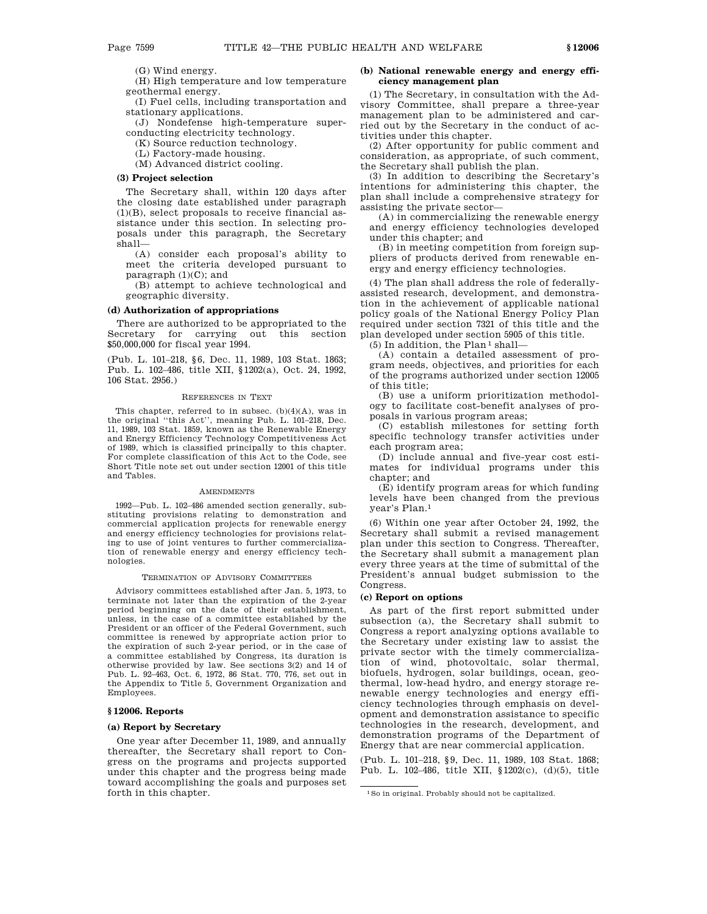(G) Wind energy.

(H) High temperature and low temperature geothermal energy.

(I) Fuel cells, including transportation and stationary applications.

(J) Nondefense high-temperature superconducting electricity technology.

(K) Source reduction technology.

(L) Factory-made housing.

(M) Advanced district cooling.

**(3) Project selection**

The Secretary shall, within 120 days after the closing date established under paragraph (1)(B), select proposals to receive financial assistance under this section. In selecting proposals under this paragraph, the Secretary shall—

(A) consider each proposal's ability to meet the criteria developed pursuant to paragraph (1)(C); and

(B) attempt to achieve technological and geographic diversity.

**(d) Authorization of appropriations**

There are authorized to be appropriated to the Secretary for carrying out this section $50,000,000 for fiscal year 1994.

(Pub. L. 101–218, §6, Dec. 11, 1989, 103 Stat. 1863; Pub. L. 102–486, title XII, §1202(a), Oct. 24, 1992, 106 Stat. 2956.)

REFERENCES IN TEXT

This chapter, referred to in subsec. (b)(4)(A), was in the original "this Act", meaning Pub. L. 101–218, Dec. 11, 1989, 103 Stat. 1859, known as the Renewable Energy and Energy Efficiency Technology Competitiveness Act of 1989, which is classified principally to this chapter. For complete classification of this Act to the Code, see Short Title note set out under section 12001 of this title and Tables.

AMENDMENTS

1992—Pub. L. 102–486 amended section generally, substituting provisions relating to demonstration and commercial application projects for renewable energy and energy efficiency technologies for provisions relating to use of joint ventures to further commercialization of renewable energy and energy efficiency technologies.

TERMINATION OF ADVISORY COMMITTEES

Advisory committees established after Jan. 5, 1973, to terminate not later than the expiration of the 2-year period beginning on the date of their establishment, unless, in the case of a committee established by the President or an officer of the Federal Government, such committee is renewed by appropriate action prior to the expiration of such 2-year period, or in the case of a committee established by Congress, its duration is otherwise provided by law. See sections 3(2) and 14 of Pub. L. 92–463, Oct. 6, 1972, 86 Stat. 770, 776, set out in the Appendix to Title 5, Government Organization and Employees.

### §12006. Reports

**(a) Report by Secretary**

One year after December 11, 1989, and annually thereafter, the Secretary shall report to Congress on the programs and projects supported under this chapter and the progress being made toward accomplishing the goals and purposes set forth in this chapter.

**(b) National renewable energy and energy efficiency management plan**

(1) The Secretary, in consultation with the Advisory Committee, shall prepare a three-year management plan to be administered and carried out by the Secretary in the conduct of activities under this chapter.

(2) After opportunity for public comment and consideration, as appropriate, of such comment, the Secretary shall publish the plan.

(3) In addition to describing the Secretary's intentions for administering this chapter, the plan shall include a comprehensive strategy for assisting the private sector—

(A) in commercializing the renewable energy and energy efficiency technologies developed under this chapter; and

(B) in meeting competition from foreign suppliers of products derived from renewable energy and energy efficiency technologies.

(4) The plan shall address the role of federally-assisted research, development, and demonstration in the achievement of applicable national policy goals of the National Energy Policy Plan required under section 7321 of this title and the plan developed under section 5905 of this title.

(5) In addition, the Plan[1] shall—

(A) contain a detailed assessment of program needs, objectives, and priorities for each of the programs authorized under section 12005 of this title;

(B) use a uniform prioritization methodology to facilitate cost-benefit analyses of proposals in various program areas;

(C) establish milestones for setting forth specific technology transfer activities under each program area;

(D) include annual and five-year cost estimates for individual programs under this chapter; and

(E) identify program areas for which funding levels have been changed from the previous year's Plan.[1]

(6) Within one year after October 24, 1992, the Secretary shall submit a revised management plan under this section to Congress. Thereafter, the Secretary shall submit a management plan every three years at the time of submittal of the President's annual budget submission to the Congress.

**(c) Report on options**

As part of the first report submitted under subsection (a), the Secretary shall submit to Congress a report analyzing options available to the Secretary under existing law to assist the private sector with the timely commercialization of wind, photovoltaic, solar thermal, biofuels, hydrogen, solar buildings, ocean, geothermal, low-head hydro, and energy storage renewable energy technologies and energy efficiency technologies through emphasis on development and demonstration assistance to specific technologies in the research, development, and demonstration programs of the Department of Energy that are near commercial application.

(Pub. L. 101–218, §9, Dec. 11, 1989, 103 Stat. 1868; Pub. L. 102–486, title XII, §1202(c), (d)(5), title

[1] So in original. Probably should not be capitalized.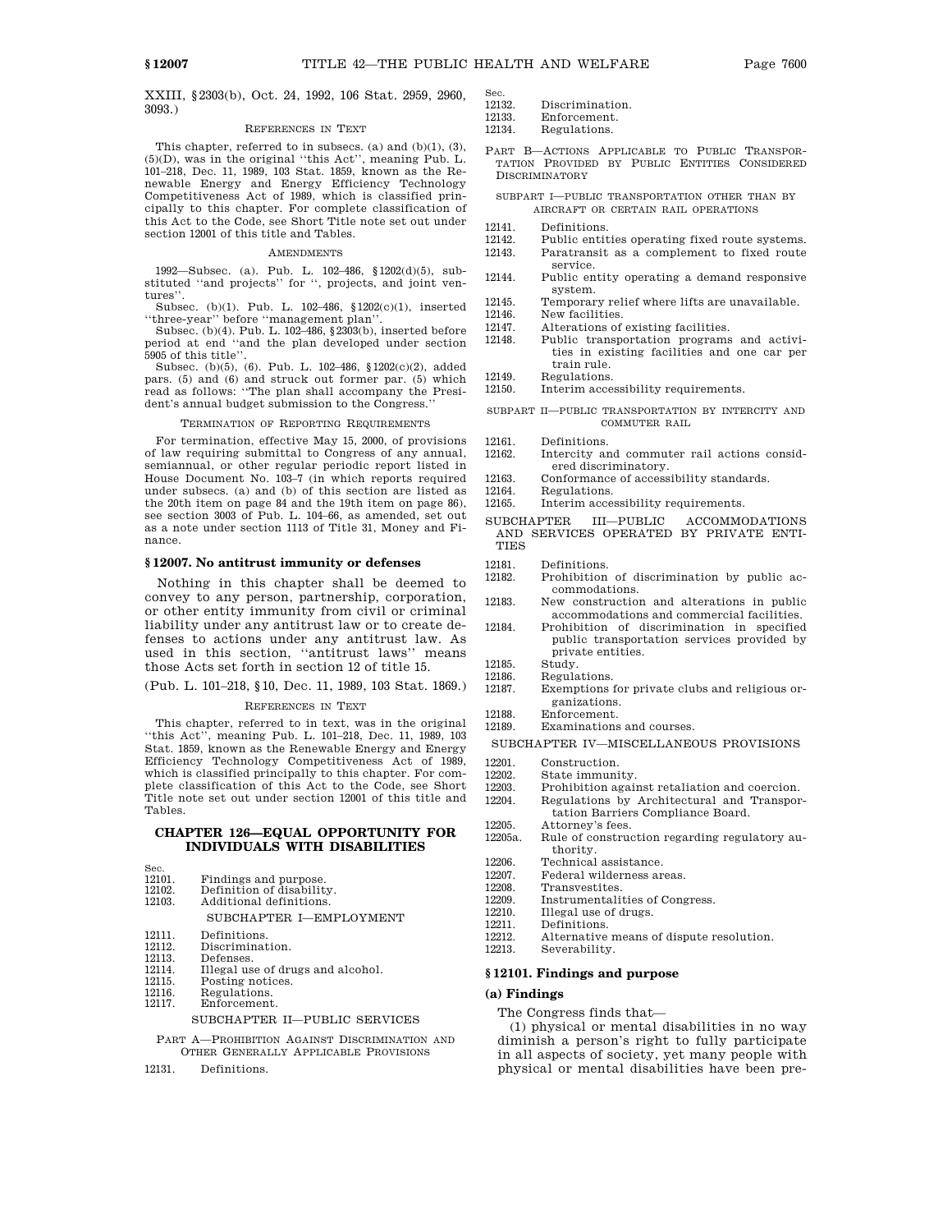XXIII, §2303(b), Oct. 24, 1992, 106 Stat. 2959, 2960, 3093.)

REFERENCES IN TEXT

This chapter, referred to in subsecs. (a) and (b)(1), (3), (5)(D), was in the original ''this Act'', meaning Pub. L. 101–218, Dec. 11, 1989, 103 Stat. 1859, known as the Renewable Energy and Energy Efficiency Technology Competitiveness Act of 1989, which is classified principally to this chapter. For complete classification of this Act to the Code, see Short Title note set out under section 12001 of this title and Tables.

AMENDMENTS

1992—Subsec. (a). Pub. L. 102–486, §1202(d)(5), substituted ''and projects'' for '', projects, and joint ventures''.

Subsec. (b)(1). Pub. L. 102–486, §1202(c)(1), inserted ''three-year'' before ''management plan''.

Subsec. (b)(4). Pub. L. 102–486, §2303(b), inserted before period at end ''and the plan developed under section 5905 of this title''.

Subsec. (b)(5), (6). Pub. L. 102–486, §1202(c)(2), added pars. (5) and (6) and struck out former par. (5) which read as follows: ''The plan shall accompany the President's annual budget submission to the Congress.''

TERMINATION OF REPORTING REQUIREMENTS

For termination, effective May 15, 2000, of provisions of law requiring submittal to Congress of any annual, semiannual, or other regular periodic report listed in House Document No. 103–7 (in which reports required under subsecs. (a) and (b) of this section are listed as the 20th item on page 84 and the 19th item on page 86), see section 3003 of Pub. L. 104–66, as amended, set out as a note under section 1113 of Title 31, Money and Finance.

### § 12007. No antitrust immunity or defenses

Nothing in this chapter shall be deemed to convey to any person, partnership, corporation, or other entity immunity from civil or criminal liability under any antitrust law or to create defenses to actions under any antitrust law. As used in this section, ''antitrust laws'' means those Acts set forth in section 12 of title 15.

(Pub. L. 101–218, §10, Dec. 11, 1989, 103 Stat. 1869.)

REFERENCES IN TEXT

This chapter, referred to in text, was in the original ''this Act'', meaning Pub. L. 101–218, Dec. 11, 1989, 103 Stat. 1859, known as the Renewable Energy and Energy Efficiency Technology Competitiveness Act of 1989, which is classified principally to this chapter. For complete classification of this Act to the Code, see Short Title note set out under section 12001 of this title and Tables.

## CHAPTER 126—EQUAL OPPORTUNITY FOR INDIVIDUALS WITH DISABILITIES

Sec.
12101. Findings and purpose.
12102. Definition of disability.
12103. Additional definitions.

SUBCHAPTER I—EMPLOYMENT

12111. Definitions.
12112. Discrimination.
12113. Defenses.
12114. Illegal use of drugs and alcohol.
12115. Posting notices.
12116. Regulations.
12117. Enforcement.

SUBCHAPTER II—PUBLIC SERVICES

PART A—PROHIBITION AGAINST DISCRIMINATION AND OTHER GENERALLY APPLICABLE PROVISIONS

12131. Definitions.
12132. Discrimination.
12133. Enforcement.
12134. Regulations.

PART B—ACTIONS APPLICABLE TO PUBLIC TRANSPORTATION PROVIDED BY PUBLIC ENTITIES CONSIDERED DISCRIMINATORY

SUBPART I—PUBLIC TRANSPORTATION OTHER THAN BY AIRCRAFT OR CERTAIN RAIL OPERATIONS

12141. Definitions.
12142. Public entities operating fixed route systems.
12143. Paratransit as a complement to fixed route service.
12144. Public entity operating a demand responsive system.
12145. Temporary relief where lifts are unavailable.
12146. New facilities.
12147. Alterations of existing facilities.
12148. Public transportation programs and activities in existing facilities and one car per train rule.
12149. Regulations.
12150. Interim accessibility requirements.

SUBPART II—PUBLIC TRANSPORTATION BY INTERCITY AND COMMUTER RAIL

12161. Definitions.
12162. Intercity and commuter rail actions considered discriminatory.
12163. Conformance of accessibility standards.
12164. Regulations.
12165. Interim accessibility requirements.

SUBCHAPTER III—PUBLIC ACCOMMODATIONS AND SERVICES OPERATED BY PRIVATE ENTITIES

12181. Definitions.
12182. Prohibition of discrimination by public accommodations.
12183. New construction and alterations in public accommodations and commercial facilities.
12184. Prohibition of discrimination in specified public transportation services provided by private entities.
12185. Study.
12186. Regulations.
12187. Exemptions for private clubs and religious organizations.
12188. Enforcement.
12189. Examinations and courses.

SUBCHAPTER IV—MISCELLANEOUS PROVISIONS

12201. Construction.
12202. State immunity.
12203. Prohibition against retaliation and coercion.
12204. Regulations by Architectural and Transportation Barriers Compliance Board.
12205. Attorney's fees.
12205a. Rule of construction regarding regulatory authority.
12206. Technical assistance.
12207. Federal wilderness areas.
12208. Transvestites.
12209. Instrumentalities of Congress.
12210. Illegal use of drugs.
12211. Definitions.
12212. Alternative means of dispute resolution.
12213. Severability.

### § 12101. Findings and purpose

#### (a) Findings

The Congress finds that—

(1) physical or mental disabilities in no way diminish a person's right to fully participate in all aspects of society, yet many people with physical or mental disabilities have been pre-